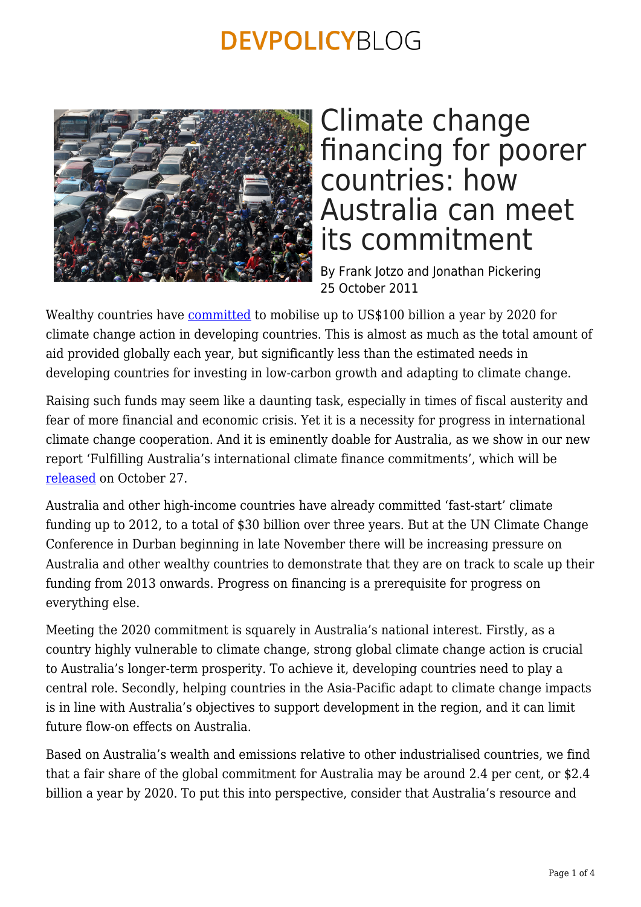# Climate change financing for poorer countries: how Australia can meet its commitment

By Frank Jotzo and Jonathan Pickering
25 October 2011

Wealthy countries have committed to mobilise up to US$100 billion a year by 2020 for climate change action in developing countries. This is almost as much as the total amount of aid provided globally each year, but significantly less than the estimated needs in developing countries for investing in low-carbon growth and adapting to climate change.

Raising such funds may seem like a daunting task, especially in times of fiscal austerity and fear of more financial and economic crisis. Yet it is a necessity for progress in international climate change cooperation. And it is eminently doable for Australia, as we show in our new report 'Fulfilling Australia's international climate finance commitments', which will be released on October 27.

Australia and other high-income countries have already committed 'fast-start' climate funding up to 2012, to a total of $30 billion over three years. But at the UN Climate Change Conference in Durban beginning in late November there will be increasing pressure on Australia and other wealthy countries to demonstrate that they are on track to scale up their funding from 2013 onwards. Progress on financing is a prerequisite for progress on everything else.

Meeting the 2020 commitment is squarely in Australia's national interest. Firstly, as a country highly vulnerable to climate change, strong global climate change action is crucial to Australia's longer-term prosperity. To achieve it, developing countries need to play a central role. Secondly, helping countries in the Asia-Pacific adapt to climate change impacts is in line with Australia's objectives to support development in the region, and it can limit future flow-on effects on Australia.

Based on Australia's wealth and emissions relative to other industrialised countries, we find that a fair share of the global commitment for Australia may be around 2.4 per cent, or $2.4 billion a year by 2020. To put this into perspective, consider that Australia's resource and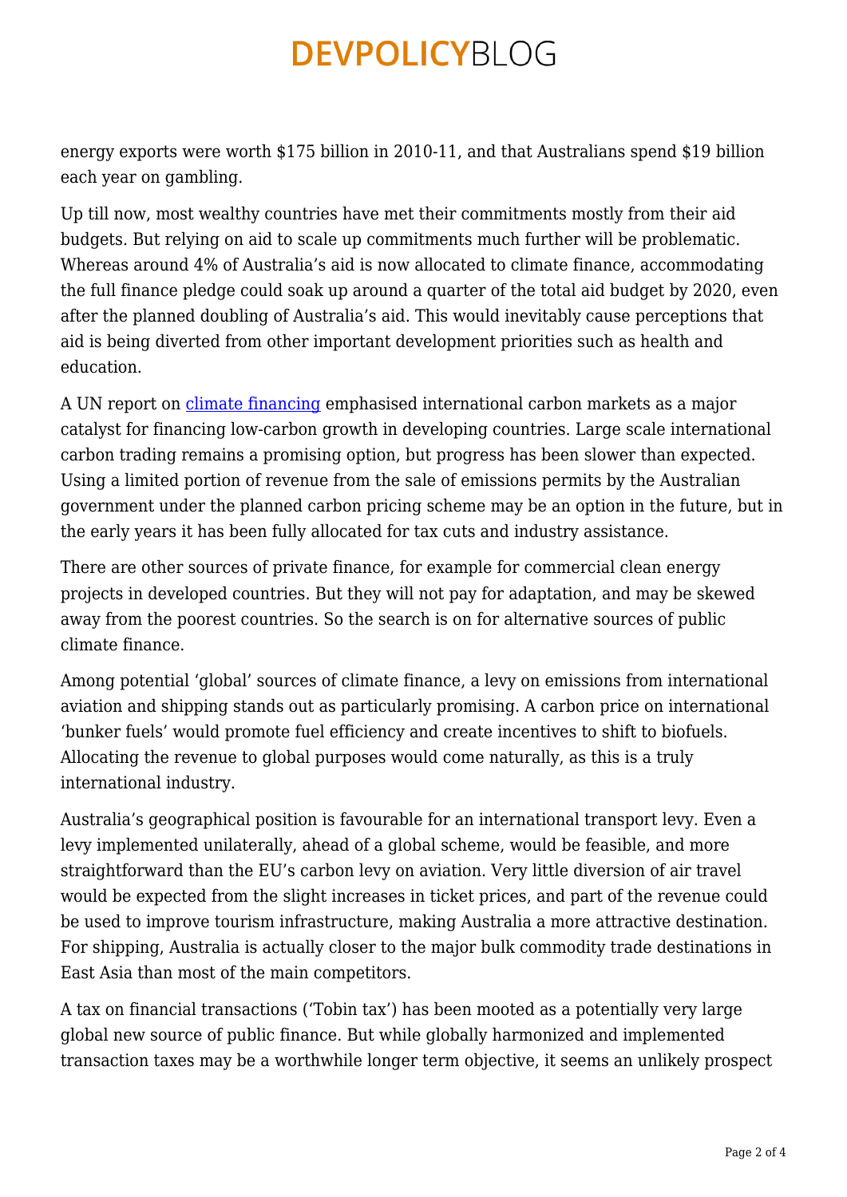energy exports were worth $175 billion in 2010-11, and that Australians spend $19 billion each year on gambling.

Up till now, most wealthy countries have met their commitments mostly from their aid budgets. But relying on aid to scale up commitments much further will be problematic. Whereas around 4% of Australia's aid is now allocated to climate finance, accommodating the full finance pledge could soak up around a quarter of the total aid budget by 2020, even after the planned doubling of Australia's aid. This would inevitably cause perceptions that aid is being diverted from other important development priorities such as health and education.

A UN report on [climate financing](#) emphasised international carbon markets as a major catalyst for financing low-carbon growth in developing countries. Large scale international carbon trading remains a promising option, but progress has been slower than expected. Using a limited portion of revenue from the sale of emissions permits by the Australian government under the planned carbon pricing scheme may be an option in the future, but in the early years it has been fully allocated for tax cuts and industry assistance.

There are other sources of private finance, for example for commercial clean energy projects in developed countries. But they will not pay for adaptation, and may be skewed away from the poorest countries. So the search is on for alternative sources of public climate finance.

Among potential 'global' sources of climate finance, a levy on emissions from international aviation and shipping stands out as particularly promising. A carbon price on international 'bunker fuels' would promote fuel efficiency and create incentives to shift to biofuels. Allocating the revenue to global purposes would come naturally, as this is a truly international industry.

Australia's geographical position is favourable for an international transport levy. Even a levy implemented unilaterally, ahead of a global scheme, would be feasible, and more straightforward than the EU's carbon levy on aviation. Very little diversion of air travel would be expected from the slight increases in ticket prices, and part of the revenue could be used to improve tourism infrastructure, making Australia a more attractive destination. For shipping, Australia is actually closer to the major bulk commodity trade destinations in East Asia than most of the main competitors.

A tax on financial transactions ('Tobin tax') has been mooted as a potentially very large global new source of public finance. But while globally harmonized and implemented transaction taxes may be a worthwhile longer term objective, it seems an unlikely prospect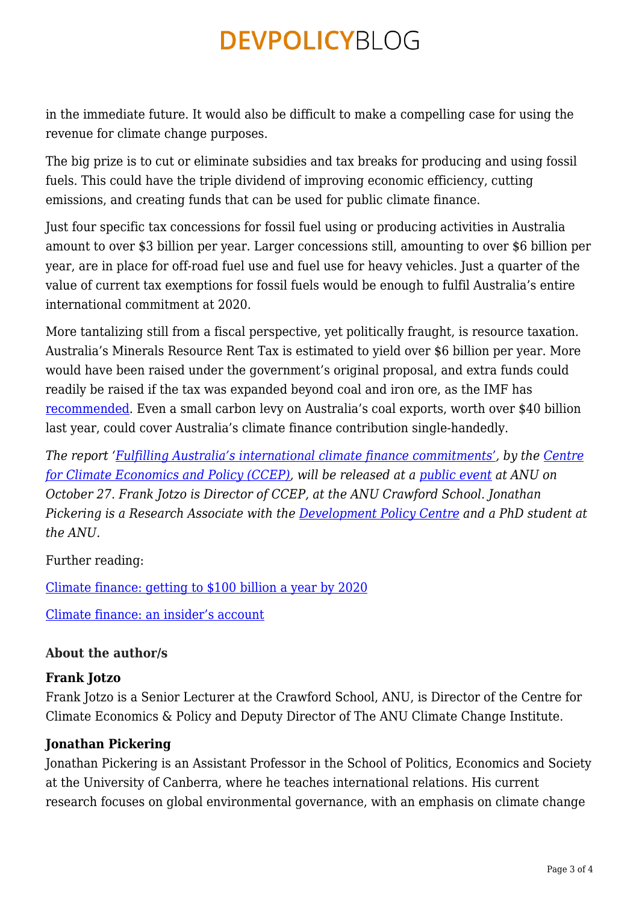in the immediate future. It would also be difficult to make a compelling case for using the revenue for climate change purposes.

The big prize is to cut or eliminate subsidies and tax breaks for producing and using fossil fuels. This could have the triple dividend of improving economic efficiency, cutting emissions, and creating funds that can be used for public climate finance.

Just four specific tax concessions for fossil fuel using or producing activities in Australia amount to over $3 billion per year. Larger concessions still, amounting to over $6 billion per year, are in place for off-road fuel use and fuel use for heavy vehicles. Just a quarter of the value of current tax exemptions for fossil fuels would be enough to fulfil Australia's entire international commitment at 2020.

More tantalizing still from a fiscal perspective, yet politically fraught, is resource taxation. Australia's Minerals Resource Rent Tax is estimated to yield over $6 billion per year. More would have been raised under the government's original proposal, and extra funds could readily be raised if the tax was expanded beyond coal and iron ore, as the IMF has [recommended](). Even a small carbon levy on Australia's coal exports, worth over $40 billion last year, could cover Australia's climate finance contribution single-handedly.

*The report '[Fulfilling Australia's international climate finance commitments]()', by the [Centre for Climate Economics and Policy (CCEP)](), will be released at a [public event]() at ANU on October 27. Frank Jotzo is Director of CCEP, at the ANU Crawford School. Jonathan Pickering is a Research Associate with the [Development Policy Centre]() and a PhD student at the ANU.*

Further reading:

[Climate finance: getting to $100 billion a year by 2020]()

[Climate finance: an insider's account]()

**About the author/s**

**Frank Jotzo**
Frank Jotzo is a Senior Lecturer at the Crawford School, ANU, is Director of the Centre for Climate Economics & Policy and Deputy Director of The ANU Climate Change Institute.

**Jonathan Pickering**
Jonathan Pickering is an Assistant Professor in the School of Politics, Economics and Society at the University of Canberra, where he teaches international relations. His current research focuses on global environmental governance, with an emphasis on climate change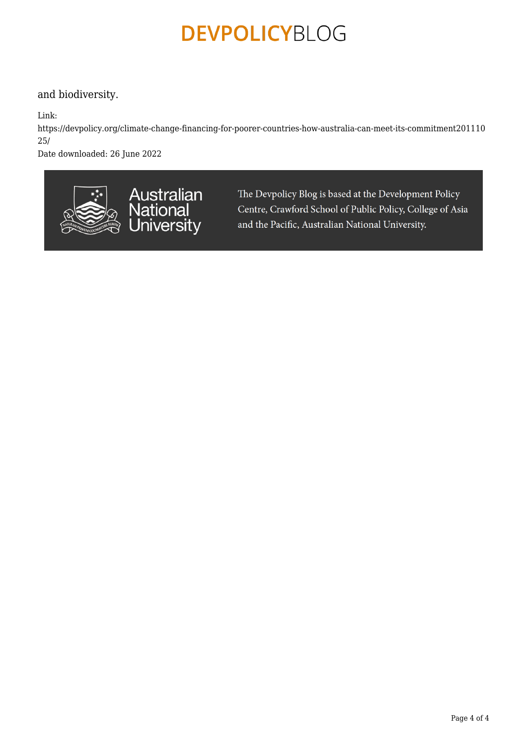and biodiversity.

Link:
https://devpolicy.org/climate-change-financing-for-poorer-countries-how-australia-can-meet-its-commitment20111025/
Date downloaded: 26 June 2022

Australian National University

The Devpolicy Blog is based at the Development Policy Centre, Crawford School of Public Policy, College of Asia and the Pacific, Australian National University.